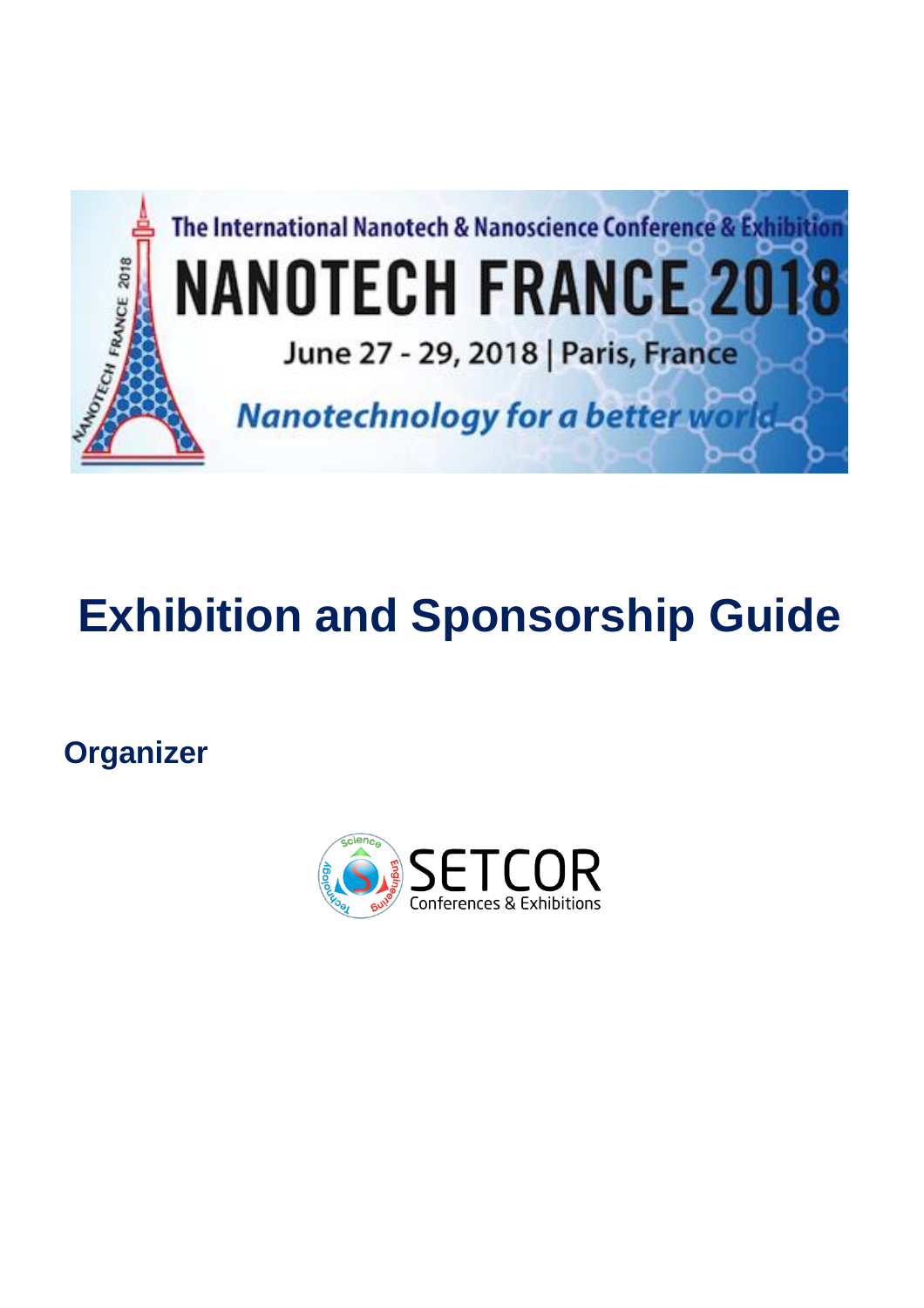The International Nanotech & Nanoscience Conference & Exhibition

# NANOTECH FRANCE 2018

June 27 - 29, 2018 | Paris, France

*Nanotechnology for a better world*

# Exhibition and Sponsorship Guide

## Organizer

SETCOR
Conferences & Exhibitions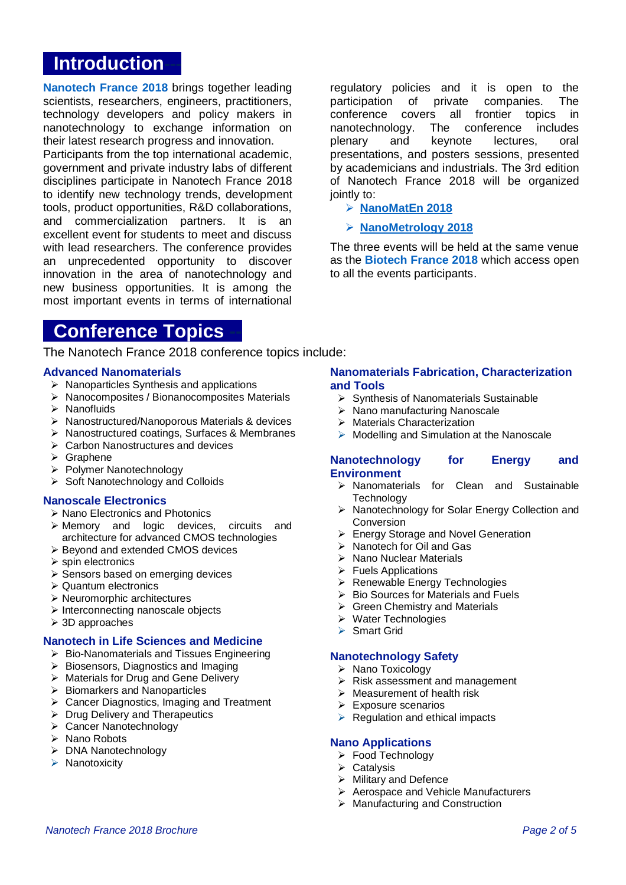# Introduction

**Nanotech France 2018** brings together leading scientists, researchers, engineers, practitioners, technology developers and policy makers in nanotechnology to exchange information on their latest research progress and innovation.
Participants from the top international academic, government and private industry labs of different disciplines participate in Nanotech France 2018 to identify new technology trends, development tools, product opportunities, R&D collaborations, and commercialization partners. It is an excellent event for students to meet and discuss with lead researchers. The conference provides an unprecedented opportunity to discover innovation in the area of nanotechnology and new business opportunities. It is among the most important events in terms of international regulatory policies and it is open to the participation of private companies. The conference covers all frontier topics in nanotechnology. The conference includes plenary and keynote lectures, oral presentations, and posters sessions, presented by academicians and industrials. The 3rd edition of Nanotech France 2018 will be organized jointly to:

- **NanoMatEn 2018**
- **NanoMetrology 2018**

The three events will be held at the same venue as the **Biotech France 2018** which access open to all the events participants.

# Conference Topics

The Nanotech France 2018 conference topics include:

### Advanced Nanomaterials

- Nanoparticles Synthesis and applications
- Nanocomposites / Bionanocomposites Materials
- Nanofluids
- Nanostructured/Nanoporous Materials & devices
- Nanostructured coatings, Surfaces & Membranes
- Carbon Nanostructures and devices
- Graphene
- Polymer Nanotechnology
- Soft Nanotechnology and Colloids

### Nanoscale Electronics

- Nano Electronics and Photonics
- Memory and logic devices, circuits and architecture for advanced CMOS technologies
- Beyond and extended CMOS devices
- spin electronics
- Sensors based on emerging devices
- Quantum electronics
- Neuromorphic architectures
- Interconnecting nanoscale objects
- 3D approaches

### Nanotech in Life Sciences and Medicine

- Bio-Nanomaterials and Tissues Engineering
- Biosensors, Diagnostics and Imaging
- Materials for Drug and Gene Delivery
- Biomarkers and Nanoparticles
- Cancer Diagnostics, Imaging and Treatment
- Drug Delivery and Therapeutics
- Cancer Nanotechnology
- Nano Robots
- DNA Nanotechnology
- Nanotoxicity

### Nanomaterials Fabrication, Characterization and Tools

- Synthesis of Nanomaterials Sustainable
- Nano manufacturing Nanoscale
- Materials Characterization
- Modelling and Simulation at the Nanoscale

### Nanotechnology for Energy and Environment

- Nanomaterials for Clean and Sustainable Technology
- Nanotechnology for Solar Energy Collection and Conversion
- Energy Storage and Novel Generation
- Nanotech for Oil and Gas
- Nano Nuclear Materials
- Fuels Applications
- Renewable Energy Technologies
- Bio Sources for Materials and Fuels
- Green Chemistry and Materials
- Water Technologies
- Smart Grid

### Nanotechnology Safety

- Nano Toxicology
- Risk assessment and management
- Measurement of health risk
- Exposure scenarios
- Regulation and ethical impacts

### Nano Applications

- Food Technology
- Catalysis
- Military and Defence
- Aerospace and Vehicle Manufacturers
- Manufacturing and Construction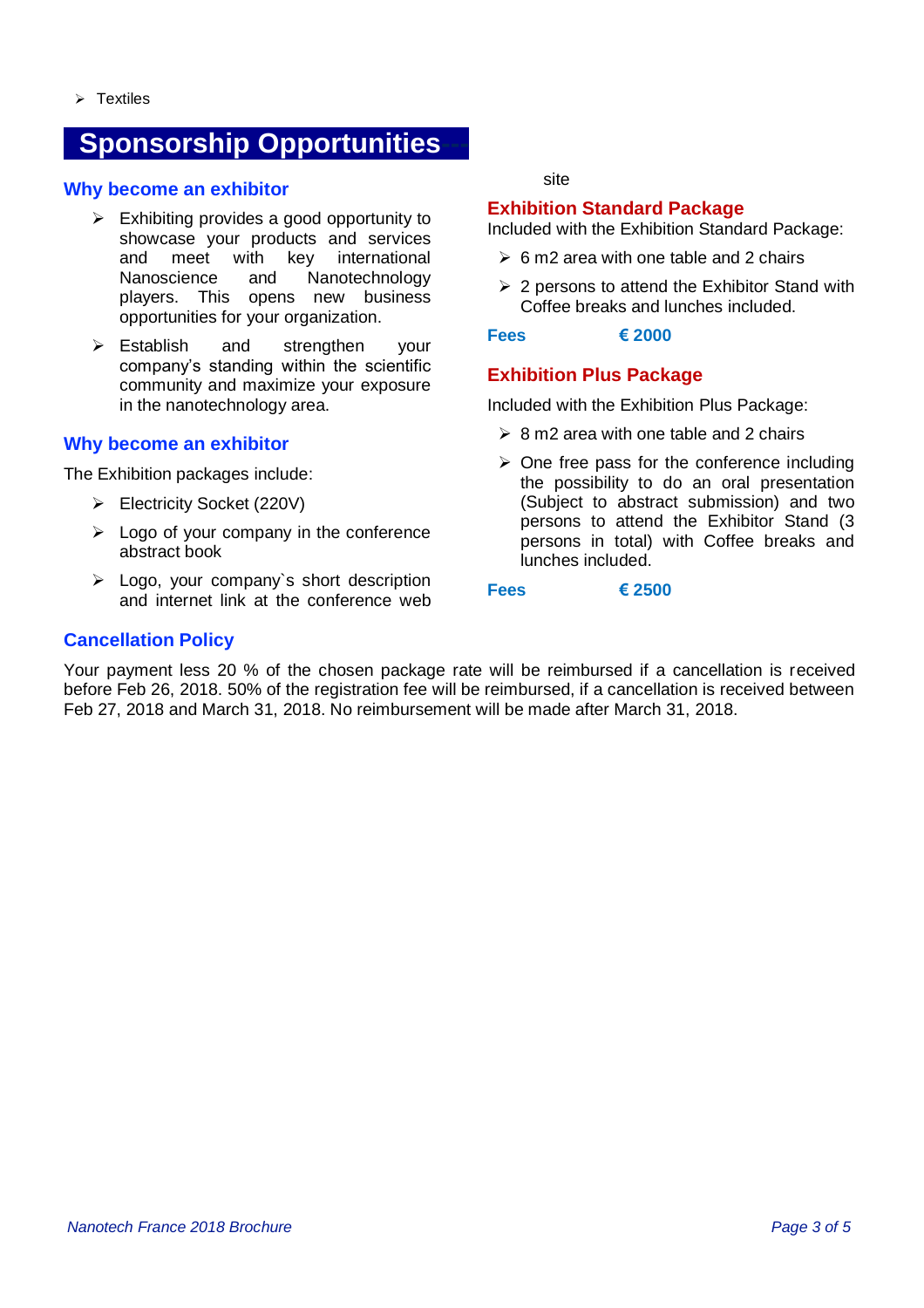- Textiles

# Sponsorship Opportunities

## Why become an exhibitor

- Exhibiting provides a good opportunity to showcase your products and services and meet with key international Nanoscience and Nanotechnology players. This opens new business opportunities for your organization.
- Establish and strengthen your company's standing within the scientific community and maximize your exposure in the nanotechnology area.

## Why become an exhibitor

The Exhibition packages include:

- Electricity Socket (220V)
- Logo of your company in the conference abstract book
- Logo, your company`s short description and internet link at the conference web site

## Exhibition Standard Package

Included with the Exhibition Standard Package:

- 6 m2 area with one table and 2 chairs
- 2 persons to attend the Exhibitor Stand with Coffee breaks and lunches included.

**Fees** **€ 2000**

## Exhibition Plus Package

Included with the Exhibition Plus Package:

- 8 m2 area with one table and 2 chairs
- One free pass for the conference including the possibility to do an oral presentation (Subject to abstract submission) and two persons to attend the Exhibitor Stand (3 persons in total) with Coffee breaks and lunches included.

**Fees** **€ 2500**

## Cancellation Policy

Your payment less 20 % of the chosen package rate will be reimbursed if a cancellation is received before Feb 26, 2018. 50% of the registration fee will be reimbursed, if a cancellation is received between Feb 27, 2018 and March 31, 2018. No reimbursement will be made after March 31, 2018.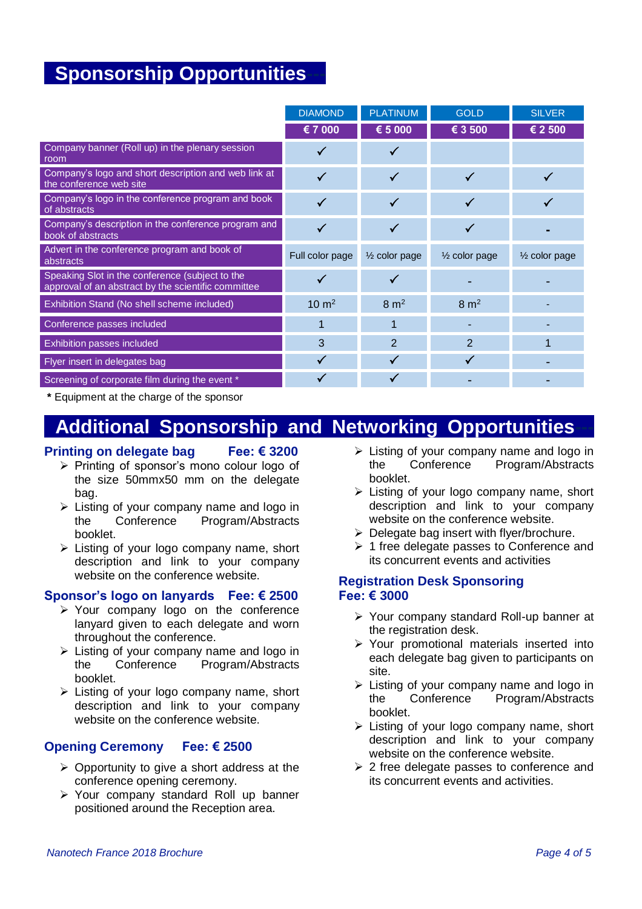# Sponsorship Opportunities

| | DIAMOND | PLATINUM | GOLD | SILVER |
|---|---|---|---|---|
| | **€ 7 000** | **€ 5 000** | **€ 3 500** | **€ 2 500** |
| Company banner (Roll up) in the plenary session room | ✓ | ✓ | | |
| Company's logo and short description and web link at the conference web site | ✓ | ✓ | ✓ | ✓ |
| Company's logo in the conference program and book of abstracts | ✓ | ✓ | ✓ | ✓ |
| Company's description in the conference program and book of abstracts | ✓ | ✓ | ✓ | - |
| Advert in the conference program and book of abstracts | Full color page | ½ color page | ½ color page | ½ color page |
| Speaking Slot in the conference (subject to the approval of an abstract by the scientific committee | ✓ | ✓ | - | - |
| Exhibition Stand (No shell scheme included) | 10 $m^2$ | 8 $m^2$ | 8 $m^2$ | - |
| Conference passes included | 1 | 1 | - | - |
| Exhibition passes included | 3 | 2 | 2 | 1 |
| Flyer insert in delegates bag | ✓ | ✓ | ✓ | - |
| Screening of corporate film during the event * | ✓ | ✓ | - | - |

**\*** Equipment at the charge of the sponsor

# Additional Sponsorship and Networking Opportunities

### Printing on delegate bag — Fee: € 3200

- Printing of sponsor's mono colour logo of the size 50mmx50 mm on the delegate bag.
- Listing of your company name and logo in the Conference Program/Abstracts booklet.
- Listing of your logo company name, short description and link to your company website on the conference website.

### Sponsor's logo on lanyards — Fee: € 2500

- Your company logo on the conference lanyard given to each delegate and worn throughout the conference.
- Listing of your company name and logo in the Conference Program/Abstracts booklet.
- Listing of your logo company name, short description and link to your company website on the conference website.

### Opening Ceremony — Fee: € 2500

- Opportunity to give a short address at the conference opening ceremony.
- Your company standard Roll up banner positioned around the Reception area.
- Listing of your company name and logo in the Conference Program/Abstracts booklet.
- Listing of your logo company name, short description and link to your company website on the conference website.
- Delegate bag insert with flyer/brochure.
- 1 free delegate passes to Conference and its concurrent events and activities

### Registration Desk Sponsoring Fee: € 3000

- Your company standard Roll-up banner at the registration desk.
- Your promotional materials inserted into each delegate bag given to participants on site.
- Listing of your company name and logo in the Conference Program/Abstracts booklet.
- Listing of your logo company name, short description and link to your company website on the conference website.
- 2 free delegate passes to conference and its concurrent events and activities.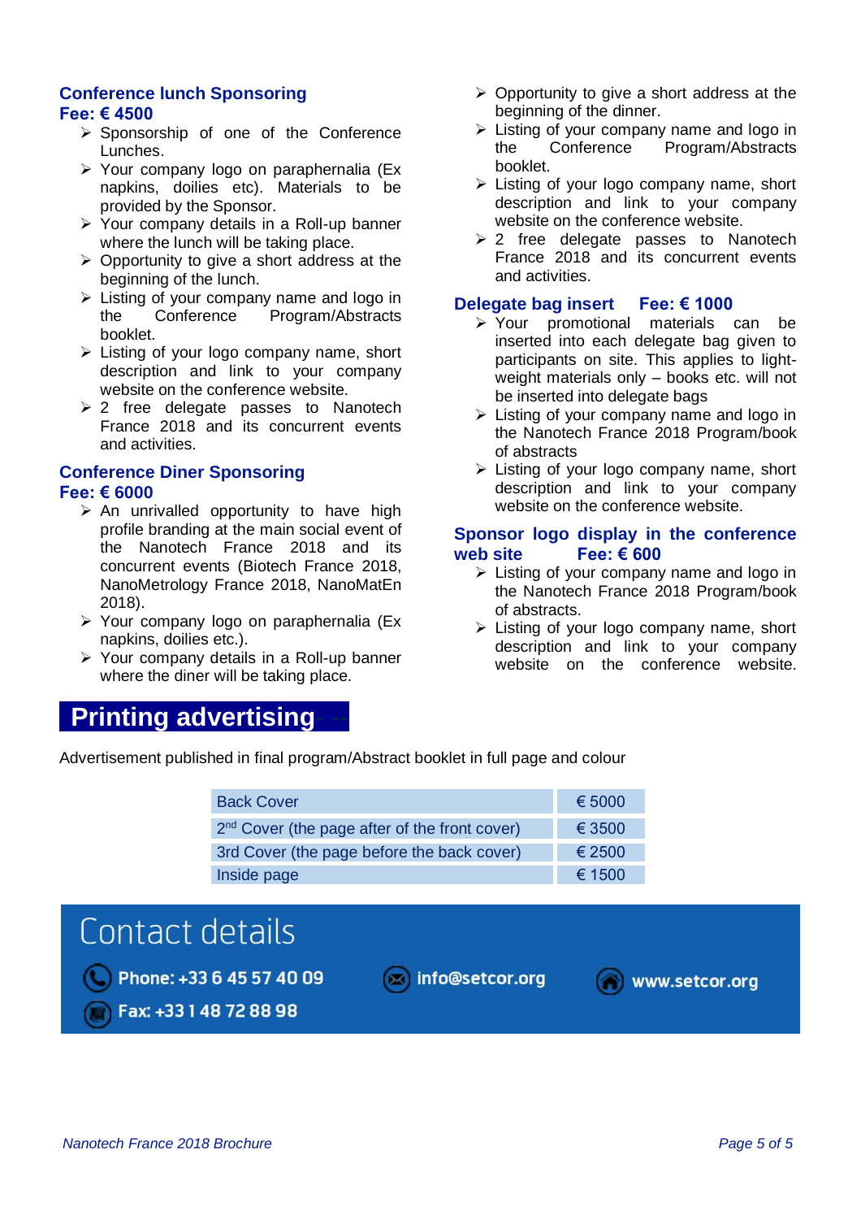### Conference lunch Sponsoring

**Fee: € 4500**

- Sponsorship of one of the Conference Lunches.
- Your company logo on paraphernalia (Ex napkins, doilies etc). Materials to be provided by the Sponsor.
- Your company details in a Roll-up banner where the lunch will be taking place.
- Opportunity to give a short address at the beginning of the lunch.
- Listing of your company name and logo in the Conference Program/Abstracts booklet.
- Listing of your logo company name, short description and link to your company website on the conference website.
- 2 free delegate passes to Nanotech France 2018 and its concurrent events and activities.

### Conference Diner Sponsoring

**Fee: € 6000**

- An unrivalled opportunity to have high profile branding at the main social event of the Nanotech France 2018 and its concurrent events (Biotech France 2018, NanoMetrology France 2018, NanoMatEn 2018).
- Your company logo on paraphernalia (Ex napkins, doilies etc.).
- Your company details in a Roll-up banner where the diner will be taking place.
- Opportunity to give a short address at the beginning of the dinner.
- Listing of your company name and logo in the Conference Program/Abstracts booklet.
- Listing of your logo company name, short description and link to your company website on the conference website.
- 2 free delegate passes to Nanotech France 2018 and its concurrent events and activities.

### Delegate bag insert Fee: € 1000

- Your promotional materials can be inserted into each delegate bag given to participants on site. This applies to light-weight materials only – books etc. will not be inserted into delegate bags
- Listing of your company name and logo in the Nanotech France 2018 Program/book of abstracts
- Listing of your logo company name, short description and link to your company website on the conference website.

### Sponsor logo display in the conference web site Fee: € 600

- Listing of your company name and logo in the Nanotech France 2018 Program/book of abstracts.
- Listing of your logo company name, short description and link to your company website on the conference website.

## Printing advertising

Advertisement published in final program/Abstract booklet in full page and colour

| | |
|---|---|
| Back Cover | € 5000 |
| 2nd Cover (the page after of the front cover) | € 3500 |
| 3rd Cover (the page before the back cover) | € 2500 |
| Inside page | € 1500 |

## Contact details

**Phone: +33 6 45 57 40 09**

**Fax: +33 1 48 72 88 98**

**info@setcor.org**

**www.setcor.org**